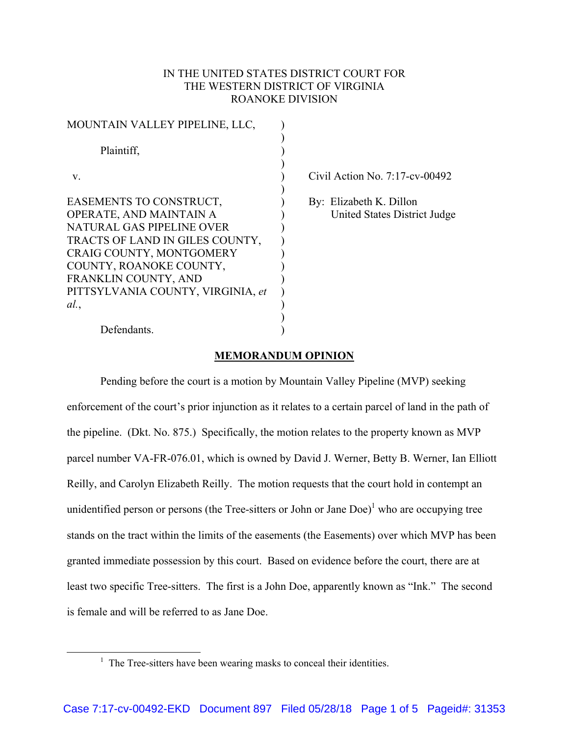IN THE UNITED STATES DISTRICT COURT FOR
THE WESTERN DISTRICT OF VIRGINIA
ROANOKE DIVISION

MOUNTAIN VALLEY PIPELINE, LLC,

Plaintiff,

v.

EASEMENTS TO CONSTRUCT, OPERATE, AND MAINTAIN A NATURAL GAS PIPELINE OVER TRACTS OF LAND IN GILES COUNTY, CRAIG COUNTY, MONTGOMERY COUNTY, ROANOKE COUNTY, FRANKLIN COUNTY, AND PITTSYLVANIA COUNTY, VIRGINIA, *et al.*,

Defendants.

Civil Action No. 7:17-cv-00492

By: Elizabeth K. Dillon
United States District Judge

## MEMORANDUM OPINION

Pending before the court is a motion by Mountain Valley Pipeline (MVP) seeking enforcement of the court's prior injunction as it relates to a certain parcel of land in the path of the pipeline. (Dkt. No. 875.) Specifically, the motion relates to the property known as MVP parcel number VA-FR-076.01, which is owned by David J. Werner, Betty B. Werner, Ian Elliott Reilly, and Carolyn Elizabeth Reilly. The motion requests that the court hold in contempt an unidentified person or persons (the Tree-sitters or John or Jane Doe)[1] who are occupying tree stands on the tract within the limits of the easements (the Easements) over which MVP has been granted immediate possession by this court. Based on evidence before the court, there are at least two specific Tree-sitters. The first is a John Doe, apparently known as "Ink." The second is female and will be referred to as Jane Doe.

[1] The Tree-sitters have been wearing masks to conceal their identities.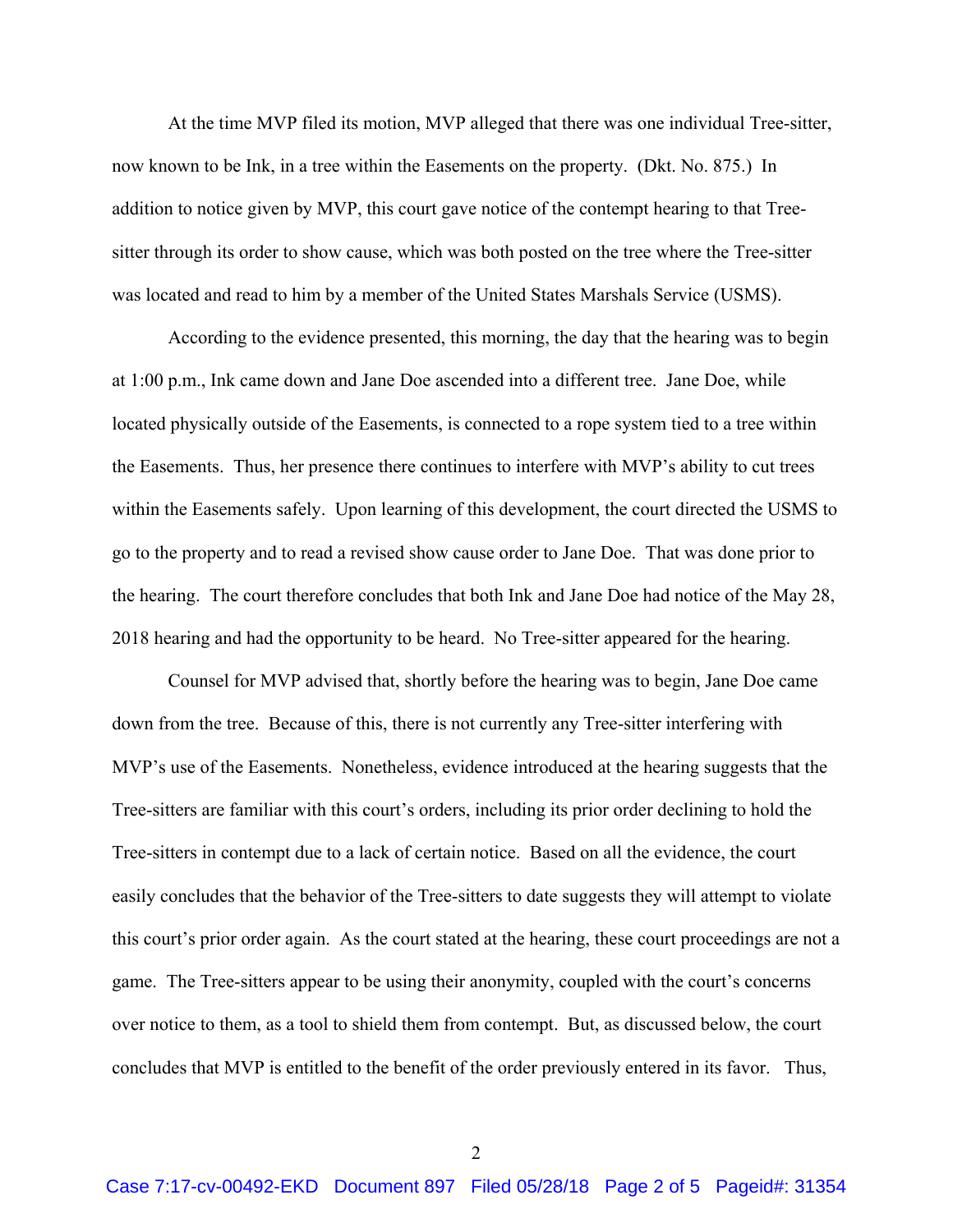At the time MVP filed its motion, MVP alleged that there was one individual Tree-sitter, now known to be Ink, in a tree within the Easements on the property. (Dkt. No. 875.) In addition to notice given by MVP, this court gave notice of the contempt hearing to that Tree-sitter through its order to show cause, which was both posted on the tree where the Tree-sitter was located and read to him by a member of the United States Marshals Service (USMS).

According to the evidence presented, this morning, the day that the hearing was to begin at 1:00 p.m., Ink came down and Jane Doe ascended into a different tree. Jane Doe, while located physically outside of the Easements, is connected to a rope system tied to a tree within the Easements. Thus, her presence there continues to interfere with MVP's ability to cut trees within the Easements safely. Upon learning of this development, the court directed the USMS to go to the property and to read a revised show cause order to Jane Doe. That was done prior to the hearing. The court therefore concludes that both Ink and Jane Doe had notice of the May 28, 2018 hearing and had the opportunity to be heard. No Tree-sitter appeared for the hearing.

Counsel for MVP advised that, shortly before the hearing was to begin, Jane Doe came down from the tree. Because of this, there is not currently any Tree-sitter interfering with MVP's use of the Easements. Nonetheless, evidence introduced at the hearing suggests that the Tree-sitters are familiar with this court's orders, including its prior order declining to hold the Tree-sitters in contempt due to a lack of certain notice. Based on all the evidence, the court easily concludes that the behavior of the Tree-sitters to date suggests they will attempt to violate this court's prior order again. As the court stated at the hearing, these court proceedings are not a game. The Tree-sitters appear to be using their anonymity, coupled with the court's concerns over notice to them, as a tool to shield them from contempt. But, as discussed below, the court concludes that MVP is entitled to the benefit of the order previously entered in its favor. Thus,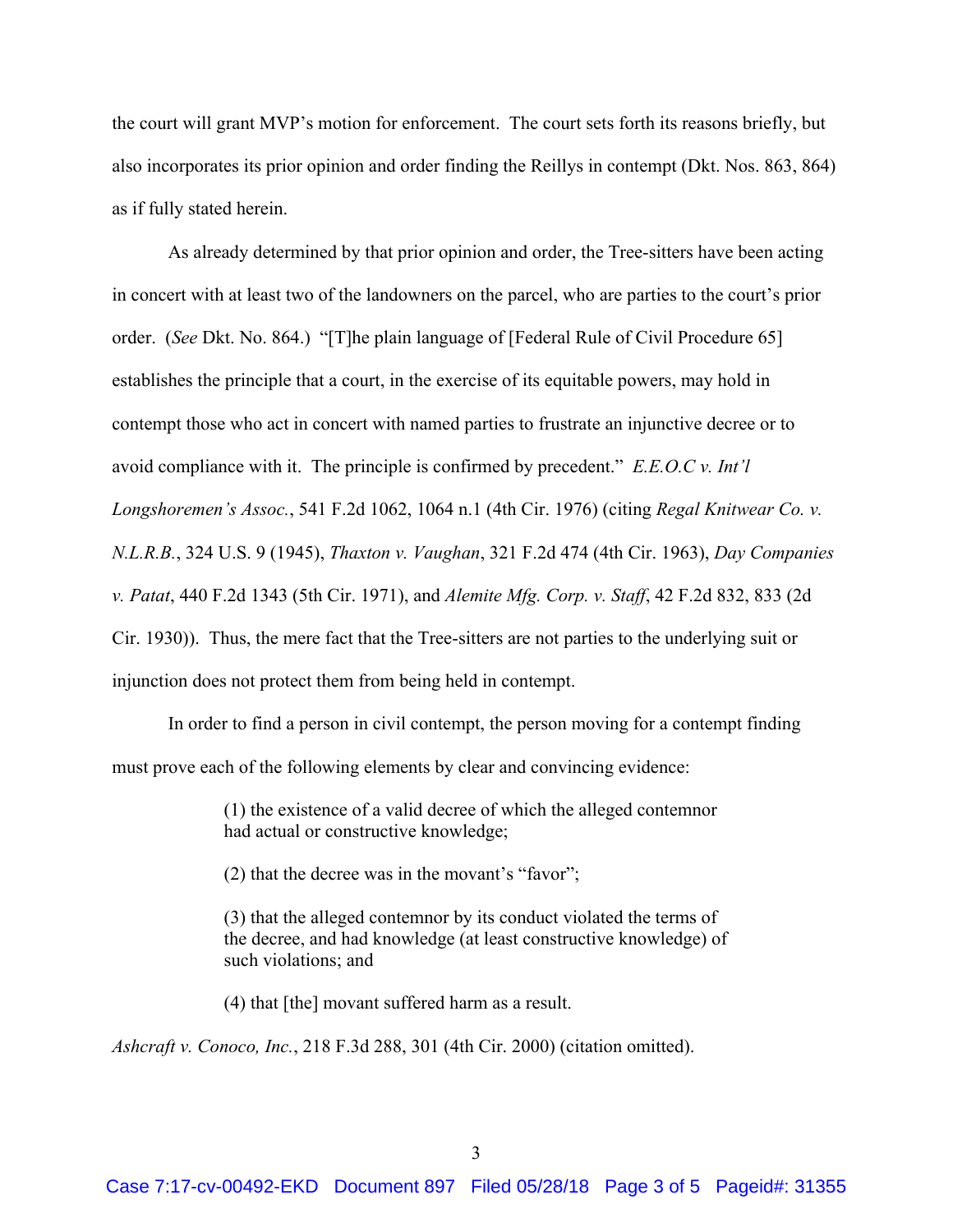the court will grant MVP's motion for enforcement. The court sets forth its reasons briefly, but also incorporates its prior opinion and order finding the Reillys in contempt (Dkt. Nos. 863, 864) as if fully stated herein.

As already determined by that prior opinion and order, the Tree-sitters have been acting in concert with at least two of the landowners on the parcel, who are parties to the court's prior order. (*See* Dkt. No. 864.) "[T]he plain language of [Federal Rule of Civil Procedure 65] establishes the principle that a court, in the exercise of its equitable powers, may hold in contempt those who act in concert with named parties to frustrate an injunctive decree or to avoid compliance with it. The principle is confirmed by precedent." *E.E.O.C v. Int'l Longshoremen's Assoc.*, 541 F.2d 1062, 1064 n.1 (4th Cir. 1976) (citing *Regal Knitwear Co. v. N.L.R.B.*, 324 U.S. 9 (1945), *Thaxton v. Vaughan*, 321 F.2d 474 (4th Cir. 1963), *Day Companies v. Patat*, 440 F.2d 1343 (5th Cir. 1971), and *Alemite Mfg. Corp. v. Staff*, 42 F.2d 832, 833 (2d Cir. 1930)). Thus, the mere fact that the Tree-sitters are not parties to the underlying suit or injunction does not protect them from being held in contempt.

In order to find a person in civil contempt, the person moving for a contempt finding must prove each of the following elements by clear and convincing evidence:

> (1) the existence of a valid decree of which the alleged contemnor had actual or constructive knowledge;
>
> (2) that the decree was in the movant's "favor";
>
> (3) that the alleged contemnor by its conduct violated the terms of the decree, and had knowledge (at least constructive knowledge) of such violations; and
>
> (4) that [the] movant suffered harm as a result.

*Ashcraft v. Conoco, Inc.*, 218 F.3d 288, 301 (4th Cir. 2000) (citation omitted).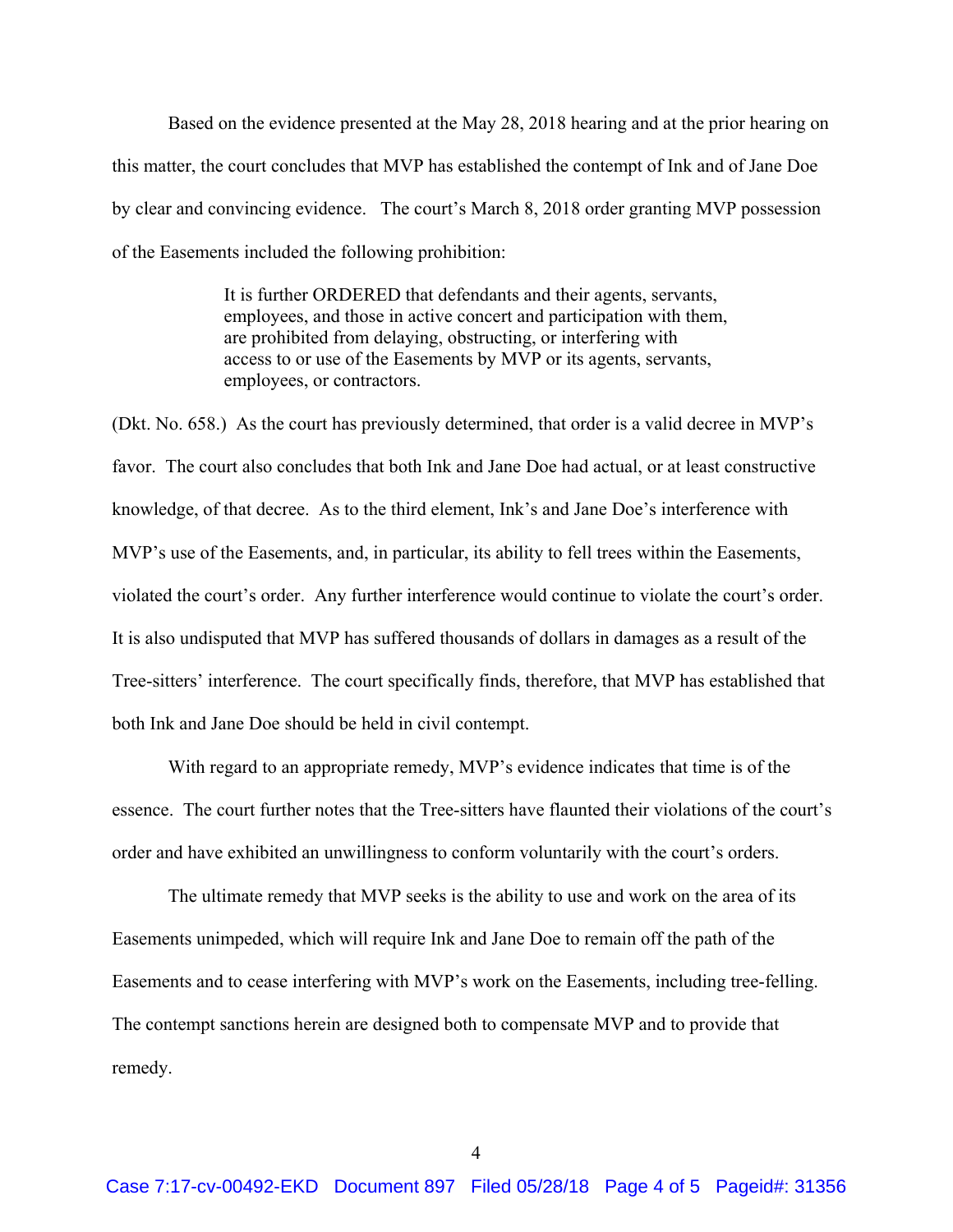Based on the evidence presented at the May 28, 2018 hearing and at the prior hearing on this matter, the court concludes that MVP has established the contempt of Ink and of Jane Doe by clear and convincing evidence. The court's March 8, 2018 order granting MVP possession of the Easements included the following prohibition:

> It is further ORDERED that defendants and their agents, servants, employees, and those in active concert and participation with them, are prohibited from delaying, obstructing, or interfering with access to or use of the Easements by MVP or its agents, servants, employees, or contractors.

(Dkt. No. 658.) As the court has previously determined, that order is a valid decree in MVP's favor. The court also concludes that both Ink and Jane Doe had actual, or at least constructive knowledge, of that decree. As to the third element, Ink's and Jane Doe's interference with MVP's use of the Easements, and, in particular, its ability to fell trees within the Easements, violated the court's order. Any further interference would continue to violate the court's order. It is also undisputed that MVP has suffered thousands of dollars in damages as a result of the Tree-sitters' interference. The court specifically finds, therefore, that MVP has established that both Ink and Jane Doe should be held in civil contempt.

With regard to an appropriate remedy, MVP's evidence indicates that time is of the essence. The court further notes that the Tree-sitters have flaunted their violations of the court's order and have exhibited an unwillingness to conform voluntarily with the court's orders.

The ultimate remedy that MVP seeks is the ability to use and work on the area of its Easements unimpeded, which will require Ink and Jane Doe to remain off the path of the Easements and to cease interfering with MVP's work on the Easements, including tree-felling. The contempt sanctions herein are designed both to compensate MVP and to provide that remedy.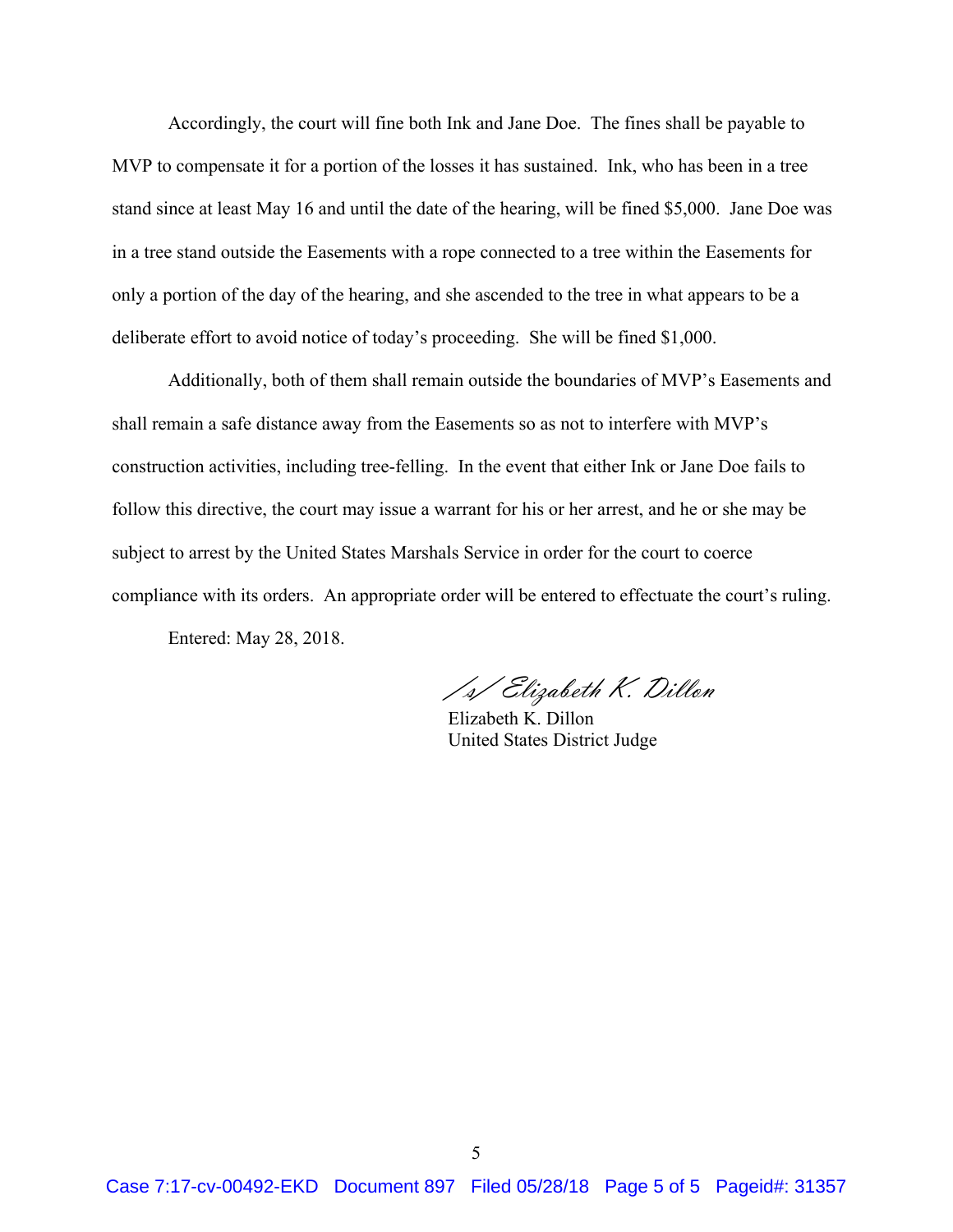Accordingly, the court will fine both Ink and Jane Doe. The fines shall be payable to MVP to compensate it for a portion of the losses it has sustained. Ink, who has been in a tree stand since at least May 16 and until the date of the hearing, will be fined $5,000. Jane Doe was in a tree stand outside the Easements with a rope connected to a tree within the Easements for only a portion of the day of the hearing, and she ascended to the tree in what appears to be a deliberate effort to avoid notice of today's proceeding. She will be fined $1,000.

Additionally, both of them shall remain outside the boundaries of MVP's Easements and shall remain a safe distance away from the Easements so as not to interfere with MVP's construction activities, including tree-felling. In the event that either Ink or Jane Doe fails to follow this directive, the court may issue a warrant for his or her arrest, and he or she may be subject to arrest by the United States Marshals Service in order for the court to coerce compliance with its orders. An appropriate order will be entered to effectuate the court's ruling.

Entered: May 28, 2018.

/s/ Elizabeth K. Dillon
Elizabeth K. Dillon
United States District Judge